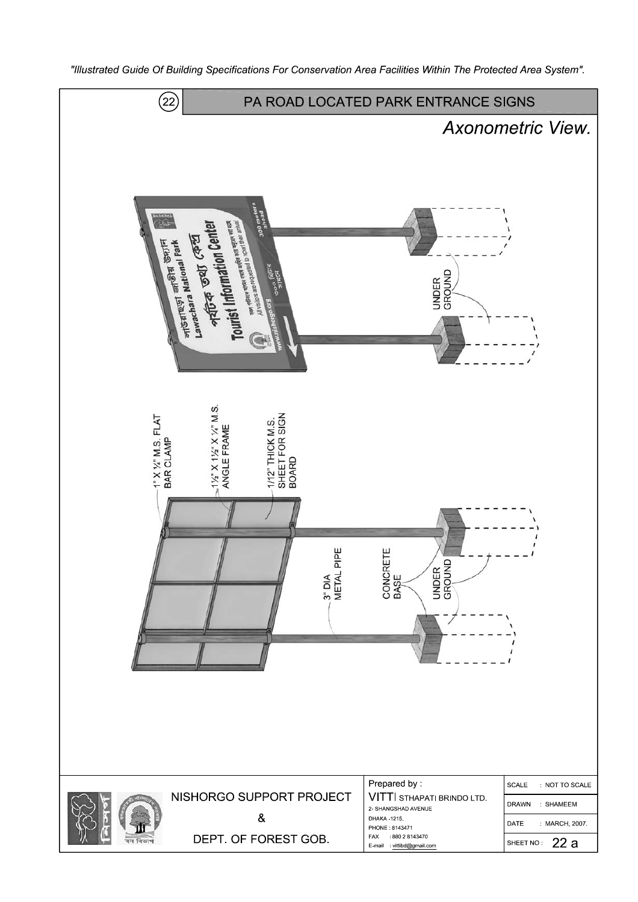"Illustrated Guide Of Building Specifications For Conservation Area Facilities Within The Protected Area System".

## 22 PA ROAD LOCATED PARK ENTRANCE SIGNS

*Axonometric View.*

লাউয়াছড়া জাতীয় উদ্যান
Lawachara National Park
পর্যটক তথ্য কেন্দ্র
Tourist Information Center
All visitors are requested to report their arrival
www.nishorgo.org
৩০০ মিটার সামনে
300 meters ahead

UNDER GROUND

1" X ¼" M.S. FLAT BAR CLAMP

1½" X 1½" X ¼" M.S. ANGLE FRAME

1/12" THICK M.S. SHEET FOR SIGN BOARD

3" DIA METAL PIPE

CONCRETE BASE

UNDER GROUND

| NISHORGO SUPPORT PROJECT & DEPT. OF FOREST GOB. | Prepared by : VITTI STHAPATI BRINDO LTD. 2- SHANGSHAD AVENUE DHAKA -1215. PHONE : 8143471 FAX : 880 2 8143470 E-mail : vittibd@gmail.com | SCALE : NOT TO SCALE |
|---|---|---|
| | | DRAWN : SHAMEEM |
| | | DATE : MARCH, 2007. |
| | | SHEET NO : 22 a |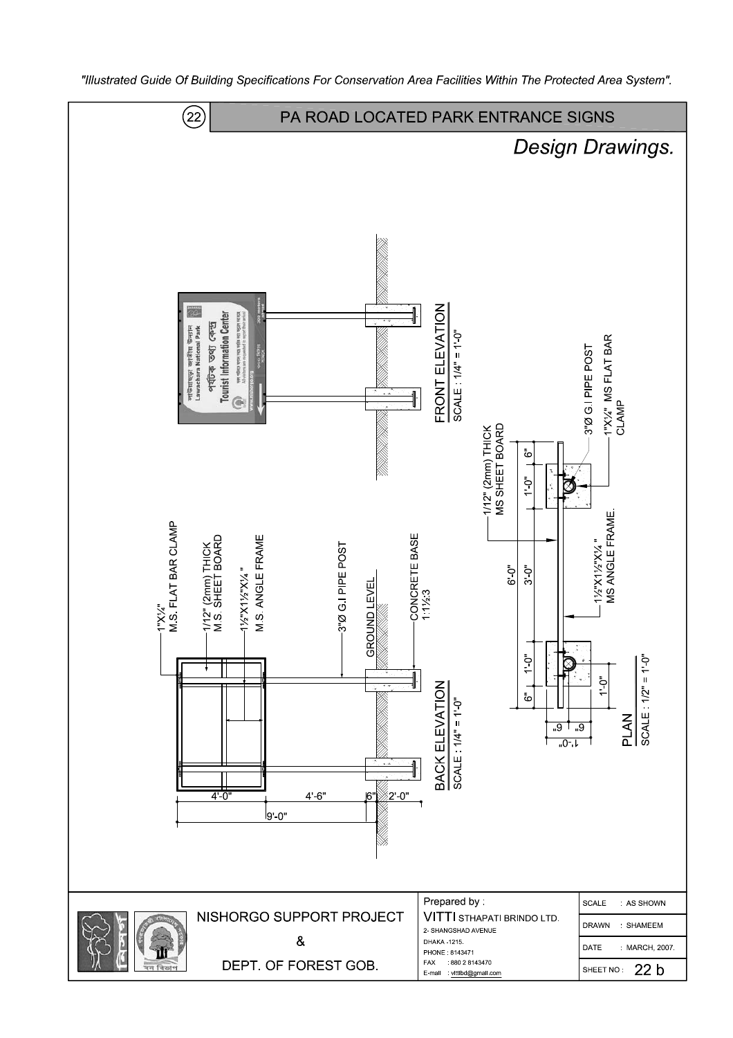"Illustrated Guide Of Building Specifications For Conservation Area Facilities Within The Protected Area System".

# (22) PA ROAD LOCATED PARK ENTRANCE SIGNS

## *Design Drawings.*

**FRONT ELEVATION**
SCALE : 1/4" = 1'-0"

**BACK ELEVATION**
SCALE : 1/4" = 1'-0"

- 1"X¼" M.S. FLAT BAR CLAMP
- 1/12" (2mm) THICK M.S. SHEET BOARD
- 1½"X1½"X¼" M.S. ANGLE FRAME
- 3"Ø G.I PIPE POST
- GROUND LEVEL
- CONCRETE BASE 1:1½:3

4'-0" | 4'-6" | 6" | 2'-0"
9'-0"

**PLAN**
SCALE : 1/2" = 1'-0"

- 1/12" (2mm) THICK MS SHEET BOARD
- 3"Ø G.I PIPE POST
- 1"X¼" MS FLAT BAR CLAMP
- 1½"X1½"X¼" MS ANGLE FRAME.

6" | 1'-0" | 3'-0" | 1'-0" | 6"
6'-0"
6" | 6" | 1'-0" | 1'-0"

| NISHORGO SUPPORT PROJECT & DEPT. OF FOREST GOB. | Prepared by : VITTI STHAPATI BRINDO LTD. 2- SHANGSHAD AVENUE DHAKA -1215. PHONE : 8143471 FAX : 880 2 8143470 E-mail : vittibd@gmail.com | SCALE : AS SHOWN |
|---|---|---|
| | | DRAWN : SHAMEEM |
| | | DATE : MARCH, 2007. |
| | | SHEET NO : 22 b |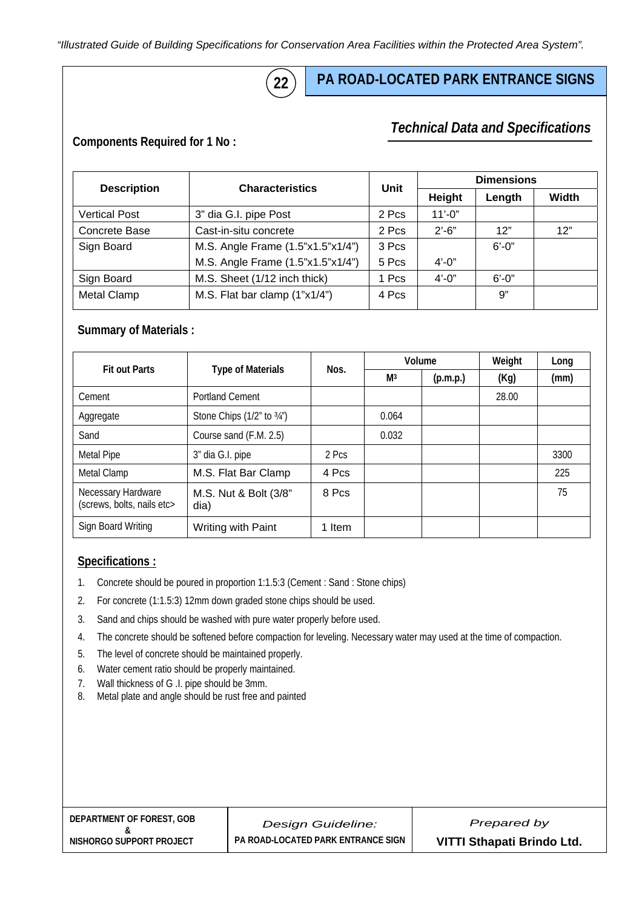“Illustrated Guide of Building Specifications for Conservation Area Facilities within the Protected Area System”.

# 22 PA ROAD-LOCATED PARK ENTRANCE SIGNS

## *Technical Data and Specifications*

**Components Required for 1 No :**

| Description | Characteristics | Unit | Dimensions | | |
|---|---|---|---|---|---|
| | | | Height | Length | Width |
| Vertical Post | 3” dia G.I. pipe Post | 2 Pcs | 11’-0” | | |
| Concrete Base | Cast-in-situ concrete | 2 Pcs | 2’-6” | 12” | 12” |
| Sign Board | M.S. Angle Frame (1.5”x1.5”x1/4”) | 3 Pcs | | 6’-0” | |
| | M.S. Angle Frame (1.5”x1.5”x1/4”) | 5 Pcs | 4’-0” | | |
| Sign Board | M.S. Sheet (1/12 inch thick) | 1 Pcs | 4’-0” | 6’-0” | |
| Metal Clamp | M.S. Flat bar clamp (1”x1/4”) | 4 Pcs | | 9” | |

**Summary of Materials :**

| Fit out Parts | Type of Materials | Nos. | Volume | | Weight | Long |
|---|---|---|---|---|---|---|
| | | | $M^3$ | (p.m.p.) | (Kg) | (mm) |
| Cement | Portland Cement | | | | 28.00 | |
| Aggregate | Stone Chips (1/2” to ¾”) | | 0.064 | | | |
| Sand | Course sand (F.M. 2.5) | | 0.032 | | | |
| Metal Pipe | 3” dia G.I. pipe | 2 Pcs | | | | 3300 |
| Metal Clamp | M.S. Flat Bar Clamp | 4 Pcs | | | | 225 |
| Necessary Hardware (screws, bolts, nails etc> | M.S. Nut & Bolt (3/8” dia) | 8 Pcs | | | | 75 |
| Sign Board Writing | Writing with Paint | 1 Item | | | | |

**Specifications :**

1. Concrete should be poured in proportion 1:1.5:3 (Cement : Sand : Stone chips)
2. For concrete (1:1.5:3) 12mm down graded stone chips should be used.
3. Sand and chips should be washed with pure water properly before used.
4. The concrete should be softened before compaction for leveling. Necessary water may used at the time of compaction.
5. The level of concrete should be maintained properly.
6. Water cement ratio should be properly maintained.
7. Wall thickness of G .I. pipe should be 3mm.
8. Metal plate and angle should be rust free and painted

| DEPARTMENT OF FOREST, GOB & NISHORGO SUPPORT PROJECT | *Design Guideline:* PA ROAD-LOCATED PARK ENTRANCE SIGN | *Prepared by* **VITTI Sthapati Brindo Ltd.** |
|---|---|---|